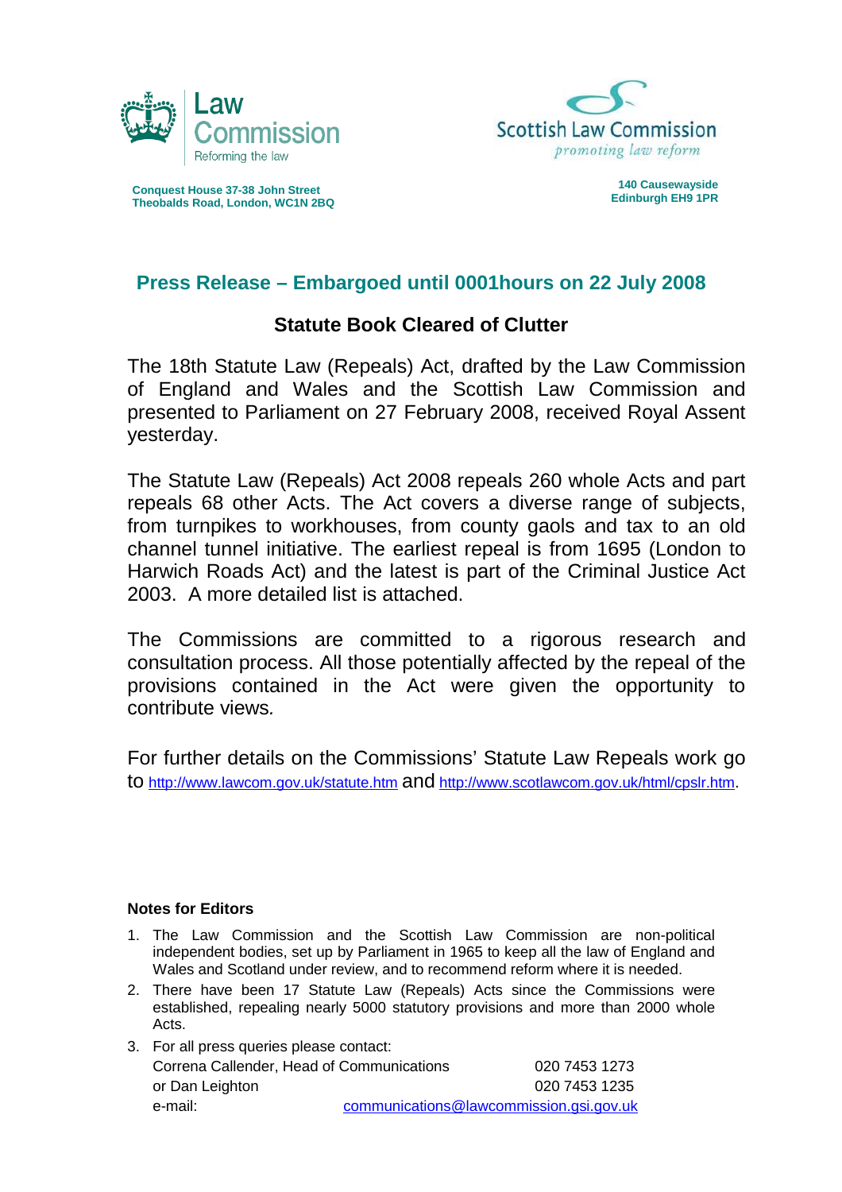Law Commission
Reforming the law

Scottish Law Commission
*promoting law reform*

**Conquest House 37-38 John Street**
**Theobalds Road, London, WC1N 2BQ**

**140 Causewayside**
**Edinburgh EH9 1PR**

## Press Release – Embargoed until 0001hours on 22 July 2008

### Statute Book Cleared of Clutter

The 18th Statute Law (Repeals) Act, drafted by the Law Commission of England and Wales and the Scottish Law Commission and presented to Parliament on 27 February 2008, received Royal Assent yesterday.

The Statute Law (Repeals) Act 2008 repeals 260 whole Acts and part repeals 68 other Acts. The Act covers a diverse range of subjects, from turnpikes to workhouses, from county gaols and tax to an old channel tunnel initiative. The earliest repeal is from 1695 (London to Harwich Roads Act) and the latest is part of the Criminal Justice Act 2003. A more detailed list is attached.

The Commissions are committed to a rigorous research and consultation process. All those potentially affected by the repeal of the provisions contained in the Act were given the opportunity to contribute views.

For further details on the Commissions' Statute Law Repeals work go to http://www.lawcom.gov.uk/statute.htm and http://www.scotlawcom.gov.uk/html/cpslr.htm.

**Notes for Editors**

1. The Law Commission and the Scottish Law Commission are non-political independent bodies, set up by Parliament in 1965 to keep all the law of England and Wales and Scotland under review, and to recommend reform where it is needed.
2. There have been 17 Statute Law (Repeals) Acts since the Commissions were established, repealing nearly 5000 statutory provisions and more than 2000 whole Acts.
3. For all press queries please contact:
   Correna Callender, Head of Communications 020 7453 1273
   or Dan Leighton 020 7453 1235
   e-mail: communications@lawcommission.gsi.gov.uk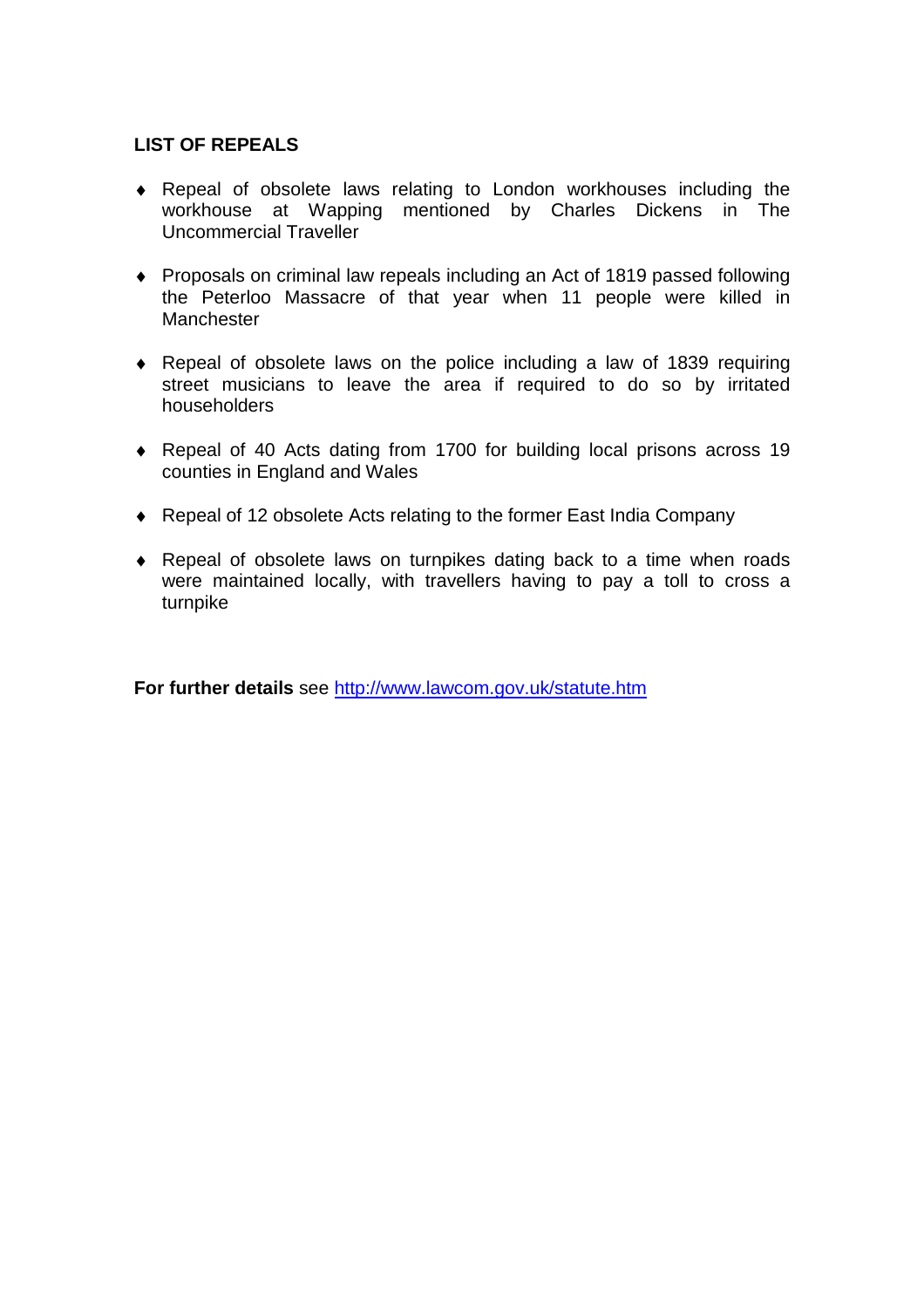**LIST OF REPEALS**

- Repeal of obsolete laws relating to London workhouses including the workhouse at Wapping mentioned by Charles Dickens in The Uncommercial Traveller
- Proposals on criminal law repeals including an Act of 1819 passed following the Peterloo Massacre of that year when 11 people were killed in Manchester
- Repeal of obsolete laws on the police including a law of 1839 requiring street musicians to leave the area if required to do so by irritated householders
- Repeal of 40 Acts dating from 1700 for building local prisons across 19 counties in England and Wales
- Repeal of 12 obsolete Acts relating to the former East India Company
- Repeal of obsolete laws on turnpikes dating back to a time when roads were maintained locally, with travellers having to pay a toll to cross a turnpike

**For further details** see [http://www.lawcom.gov.uk/statute.htm](http://www.lawcom.gov.uk/statute.htm)